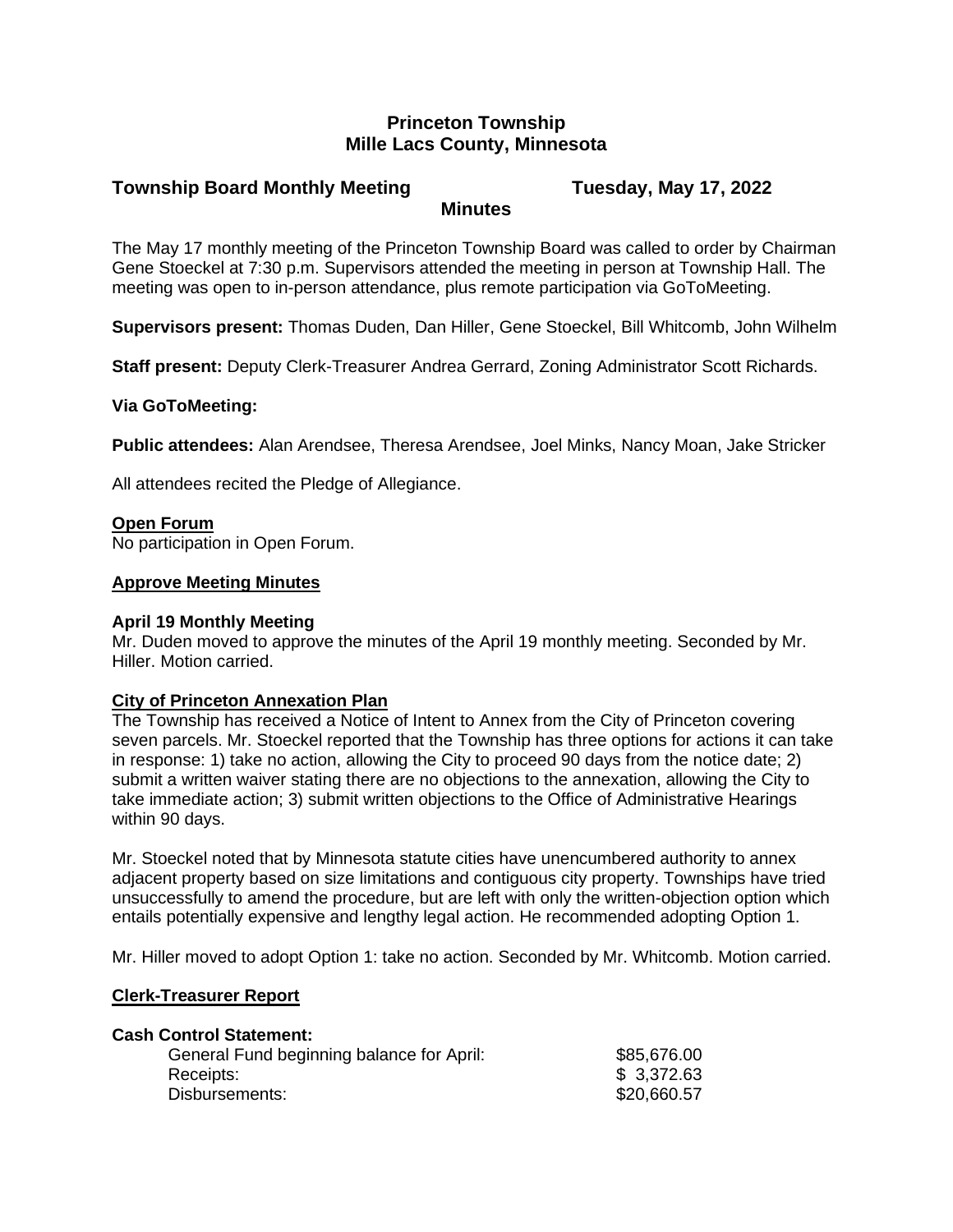# Princeton Township
# Mille Lacs County, Minnesota

## Township Board Monthly Meeting — Tuesday, May 17, 2022

## Minutes

The May 17 monthly meeting of the Princeton Township Board was called to order by Chairman Gene Stoeckel at 7:30 p.m. Supervisors attended the meeting in person at Township Hall. The meeting was open to in-person attendance, plus remote participation via GoToMeeting.

**Supervisors present:** Thomas Duden, Dan Hiller, Gene Stoeckel, Bill Whitcomb, John Wilhelm

**Staff present:** Deputy Clerk-Treasurer Andrea Gerrard, Zoning Administrator Scott Richards.

**Via GoToMeeting:**

**Public attendees:** Alan Arendsee, Theresa Arendsee, Joel Minks, Nancy Moan, Jake Stricker

All attendees recited the Pledge of Allegiance.

**Open Forum**

No participation in Open Forum.

**Approve Meeting Minutes**

**April 19 Monthly Meeting**

Mr. Duden moved to approve the minutes of the April 19 monthly meeting. Seconded by Mr. Hiller. Motion carried.

**City of Princeton Annexation Plan**

The Township has received a Notice of Intent to Annex from the City of Princeton covering seven parcels. Mr. Stoeckel reported that the Township has three options for actions it can take in response: 1) take no action, allowing the City to proceed 90 days from the notice date; 2) submit a written waiver stating there are no objections to the annexation, allowing the City to take immediate action; 3) submit written objections to the Office of Administrative Hearings within 90 days.

Mr. Stoeckel noted that by Minnesota statute cities have unencumbered authority to annex adjacent property based on size limitations and contiguous city property. Townships have tried unsuccessfully to amend the procedure, but are left with only the written-objection option which entails potentially expensive and lengthy legal action. He recommended adopting Option 1.

Mr. Hiller moved to adopt Option 1: take no action. Seconded by Mr. Whitcomb. Motion carried.

**Clerk-Treasurer Report**

**Cash Control Statement:**

| | |
|---|---|
| General Fund beginning balance for April: | $85,676.00 |
| Receipts: | $ 3,372.63 |
| Disbursements: | $20,660.57 |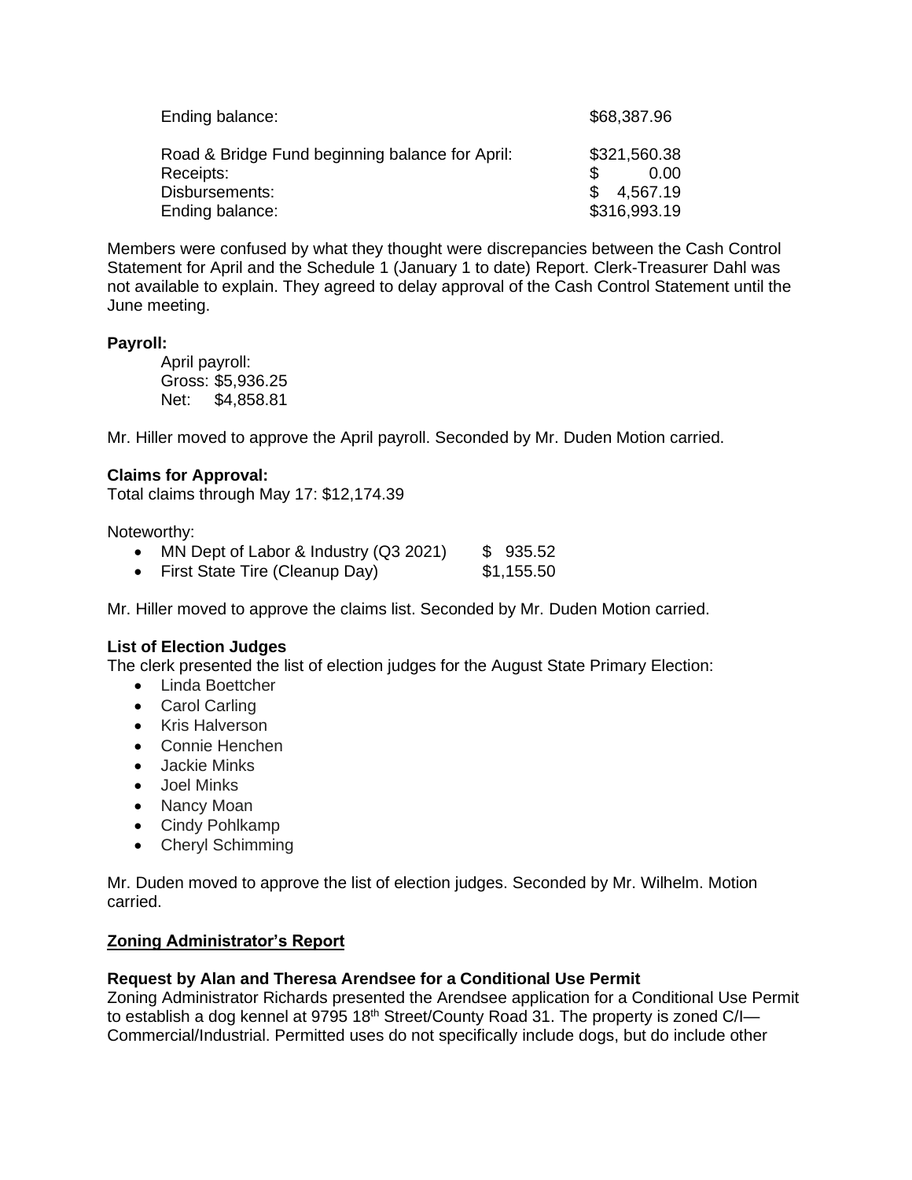| | |
|---|---|
| Ending balance: | $68,387.96 |
| | |
| Road & Bridge Fund beginning balance for April: | $321,560.38 |
| Receipts: | $ 0.00 |
| Disbursements: | $ 4,567.19 |
| Ending balance: | $316,993.19 |

Members were confused by what they thought were discrepancies between the Cash Control Statement for April and the Schedule 1 (January 1 to date) Report. Clerk-Treasurer Dahl was not available to explain. They agreed to delay approval of the Cash Control Statement until the June meeting.

**Payroll:**

April payroll:
Gross: $5,936.25
Net: $4,858.81

Mr. Hiller moved to approve the April payroll. Seconded by Mr. Duden Motion carried.

**Claims for Approval:**
Total claims through May 17: $12,174.39

Noteworthy:

- MN Dept of Labor & Industry (Q3 2021) $ 935.52
- First State Tire (Cleanup Day) $1,155.50

Mr. Hiller moved to approve the claims list. Seconded by Mr. Duden Motion carried.

**List of Election Judges**
The clerk presented the list of election judges for the August State Primary Election:

- Linda Boettcher
- Carol Carling
- Kris Halverson
- Connie Henchen
- Jackie Minks
- Joel Minks
- Nancy Moan
- Cindy Pohlkamp
- Cheryl Schimming

Mr. Duden moved to approve the list of election judges. Seconded by Mr. Wilhelm. Motion carried.

**Zoning Administrator's Report**

**Request by Alan and Theresa Arendsee for a Conditional Use Permit**
Zoning Administrator Richards presented the Arendsee application for a Conditional Use Permit to establish a dog kennel at 9795 18th Street/County Road 31. The property is zoned C/I—Commercial/Industrial. Permitted uses do not specifically include dogs, but do include other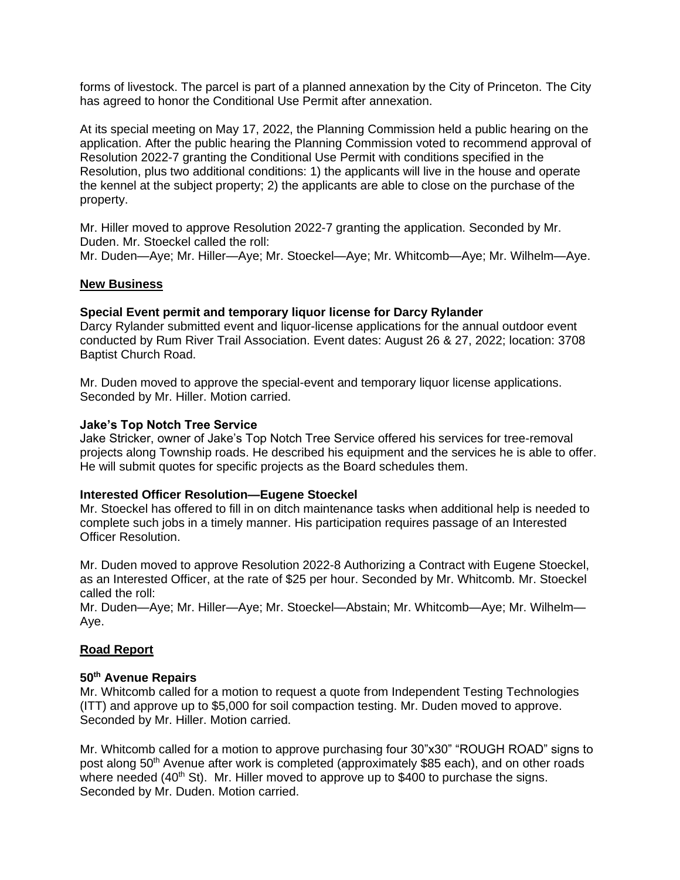forms of livestock. The parcel is part of a planned annexation by the City of Princeton. The City has agreed to honor the Conditional Use Permit after annexation.

At its special meeting on May 17, 2022, the Planning Commission held a public hearing on the application. After the public hearing the Planning Commission voted to recommend approval of Resolution 2022-7 granting the Conditional Use Permit with conditions specified in the Resolution, plus two additional conditions: 1) the applicants will live in the house and operate the kennel at the subject property; 2) the applicants are able to close on the purchase of the property.

Mr. Hiller moved to approve Resolution 2022-7 granting the application. Seconded by Mr. Duden. Mr. Stoeckel called the roll:
Mr. Duden—Aye; Mr. Hiller—Aye; Mr. Stoeckel—Aye; Mr. Whitcomb—Aye; Mr. Wilhelm—Aye.

## New Business

### Special Event permit and temporary liquor license for Darcy Rylander

Darcy Rylander submitted event and liquor-license applications for the annual outdoor event conducted by Rum River Trail Association. Event dates: August 26 & 27, 2022; location: 3708 Baptist Church Road.

Mr. Duden moved to approve the special-event and temporary liquor license applications. Seconded by Mr. Hiller. Motion carried.

### Jake's Top Notch Tree Service

Jake Stricker, owner of Jake's Top Notch Tree Service offered his services for tree-removal projects along Township roads. He described his equipment and the services he is able to offer. He will submit quotes for specific projects as the Board schedules them.

### Interested Officer Resolution—Eugene Stoeckel

Mr. Stoeckel has offered to fill in on ditch maintenance tasks when additional help is needed to complete such jobs in a timely manner. His participation requires passage of an Interested Officer Resolution.

Mr. Duden moved to approve Resolution 2022-8 Authorizing a Contract with Eugene Stoeckel, as an Interested Officer, at the rate of $25 per hour. Seconded by Mr. Whitcomb. Mr. Stoeckel called the roll:
Mr. Duden—Aye; Mr. Hiller—Aye; Mr. Stoeckel—Abstain; Mr. Whitcomb—Aye; Mr. Wilhelm—Aye.

## Road Report

### 50th Avenue Repairs

Mr. Whitcomb called for a motion to request a quote from Independent Testing Technologies (ITT) and approve up to $5,000 for soil compaction testing. Mr. Duden moved to approve. Seconded by Mr. Hiller. Motion carried.

Mr. Whitcomb called for a motion to approve purchasing four 30"x30" "ROUGH ROAD" signs to post along 50th Avenue after work is completed (approximately $85 each), and on other roads where needed (40th St). Mr. Hiller moved to approve up to $400 to purchase the signs. Seconded by Mr. Duden. Motion carried.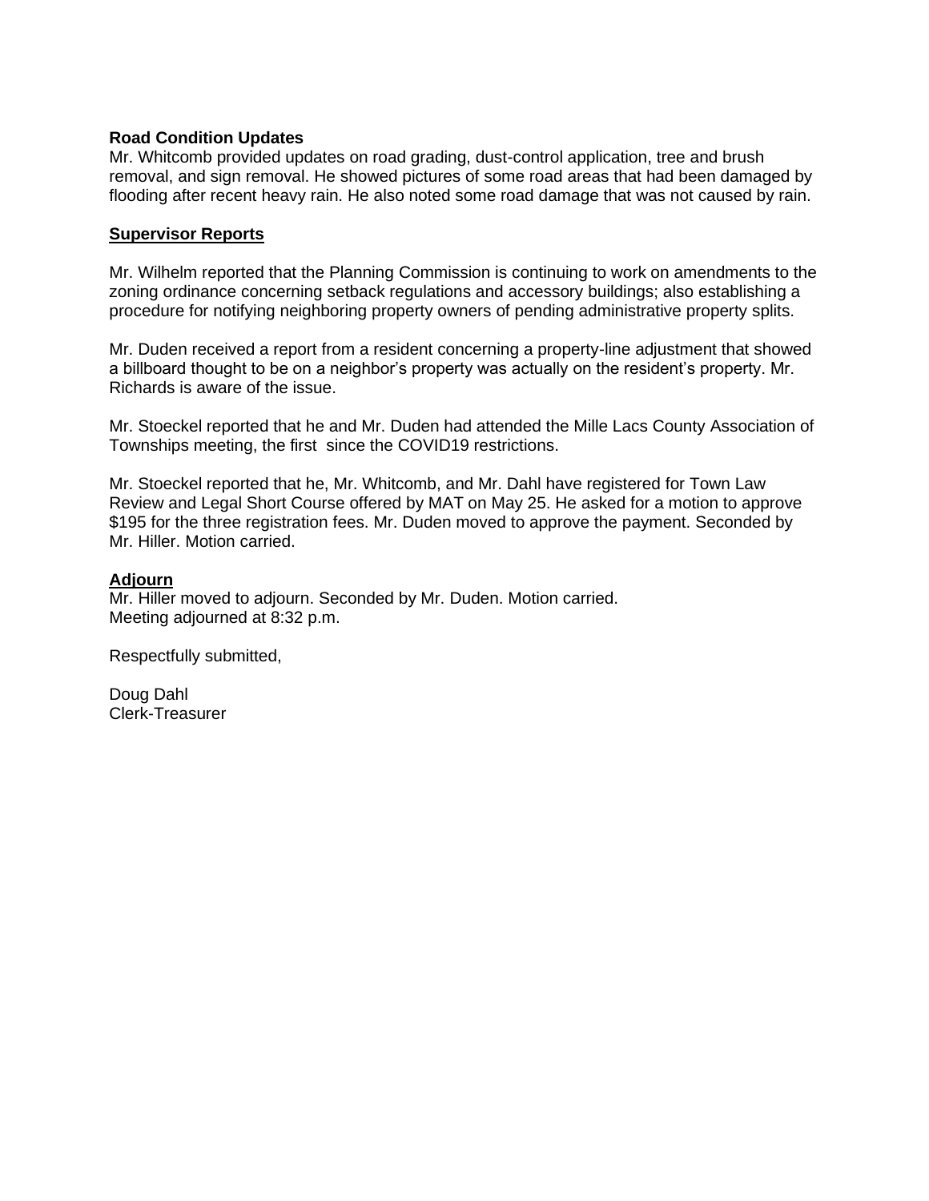**Road Condition Updates**
Mr. Whitcomb provided updates on road grading, dust-control application, tree and brush removal, and sign removal. He showed pictures of some road areas that had been damaged by flooding after recent heavy rain. He also noted some road damage that was not caused by rain.

**Supervisor Reports**

Mr. Wilhelm reported that the Planning Commission is continuing to work on amendments to the zoning ordinance concerning setback regulations and accessory buildings; also establishing a procedure for notifying neighboring property owners of pending administrative property splits.

Mr. Duden received a report from a resident concerning a property-line adjustment that showed a billboard thought to be on a neighbor's property was actually on the resident's property. Mr. Richards is aware of the issue.

Mr. Stoeckel reported that he and Mr. Duden had attended the Mille Lacs County Association of Townships meeting, the first since the COVID19 restrictions.

Mr. Stoeckel reported that he, Mr. Whitcomb, and Mr. Dahl have registered for Town Law Review and Legal Short Course offered by MAT on May 25. He asked for a motion to approve $195 for the three registration fees. Mr. Duden moved to approve the payment. Seconded by Mr. Hiller. Motion carried.

**Adjourn**
Mr. Hiller moved to adjourn. Seconded by Mr. Duden. Motion carried.
Meeting adjourned at 8:32 p.m.

Respectfully submitted,

Doug Dahl
Clerk-Treasurer